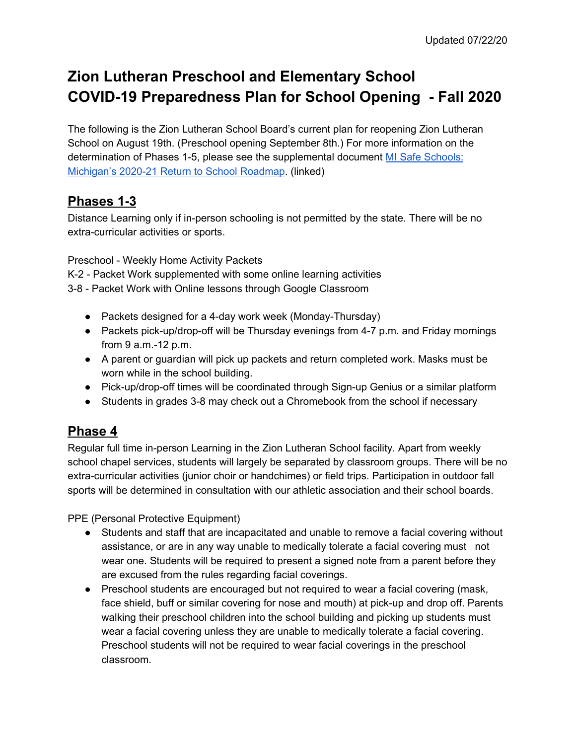Updated 07/22/20

# Zion Lutheran Preschool and Elementary School COVID-19 Preparedness Plan for School Opening - Fall 2020

The following is the Zion Lutheran School Board's current plan for reopening Zion Lutheran School on August 19th. (Preschool opening September 8th.) For more information on the determination of Phases 1-5, please see the supplemental document [MI Safe Schools: Michigan's 2020-21 Return to School Roadmap](). (linked)

## Phases 1-3

Distance Learning only if in-person schooling is not permitted by the state. There will be no extra-curricular activities or sports.

Preschool - Weekly Home Activity Packets
K-2 - Packet Work supplemented with some online learning activities
3-8 - Packet Work with Online lessons through Google Classroom

- Packets designed for a 4-day work week (Monday-Thursday)
- Packets pick-up/drop-off will be Thursday evenings from 4-7 p.m. and Friday mornings from 9 a.m.-12 p.m.
- A parent or guardian will pick up packets and return completed work. Masks must be worn while in the school building.
- Pick-up/drop-off times will be coordinated through Sign-up Genius or a similar platform
- Students in grades 3-8 may check out a Chromebook from the school if necessary

## Phase 4

Regular full time in-person Learning in the Zion Lutheran School facility. Apart from weekly school chapel services, students will largely be separated by classroom groups. There will be no extra-curricular activities (junior choir or handchimes) or field trips. Participation in outdoor fall sports will be determined in consultation with our athletic association and their school boards.

PPE (Personal Protective Equipment)

- Students and staff that are incapacitated and unable to remove a facial covering without assistance, or are in any way unable to medically tolerate a facial covering must not wear one. Students will be required to present a signed note from a parent before they are excused from the rules regarding facial coverings.
- Preschool students are encouraged but not required to wear a facial covering (mask, face shield, buff or similar covering for nose and mouth) at pick-up and drop off. Parents walking their preschool children into the school building and picking up students must wear a facial covering unless they are unable to medically tolerate a facial covering. Preschool students will not be required to wear facial coverings in the preschool classroom.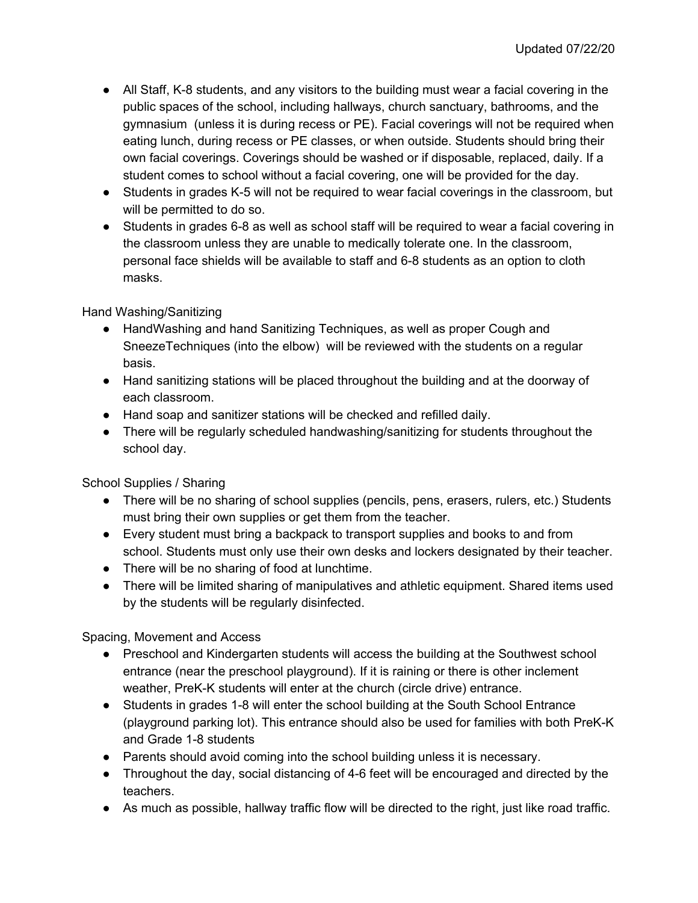- All Staff, K-8 students, and any visitors to the building must wear a facial covering in the public spaces of the school, including hallways, church sanctuary, bathrooms, and the gymnasium (unless it is during recess or PE). Facial coverings will not be required when eating lunch, during recess or PE classes, or when outside. Students should bring their own facial coverings. Coverings should be washed or if disposable, replaced, daily. If a student comes to school without a facial covering, one will be provided for the day.
- Students in grades K-5 will not be required to wear facial coverings in the classroom, but will be permitted to do so.
- Students in grades 6-8 as well as school staff will be required to wear a facial covering in the classroom unless they are unable to medically tolerate one. In the classroom, personal face shields will be available to staff and 6-8 students as an option to cloth masks.

Hand Washing/Sanitizing

- HandWashing and hand Sanitizing Techniques, as well as proper Cough and SneezeTechniques (into the elbow) will be reviewed with the students on a regular basis.
- Hand sanitizing stations will be placed throughout the building and at the doorway of each classroom.
- Hand soap and sanitizer stations will be checked and refilled daily.
- There will be regularly scheduled handwashing/sanitizing for students throughout the school day.

School Supplies / Sharing

- There will be no sharing of school supplies (pencils, pens, erasers, rulers, etc.) Students must bring their own supplies or get them from the teacher.
- Every student must bring a backpack to transport supplies and books to and from school. Students must only use their own desks and lockers designated by their teacher.
- There will be no sharing of food at lunchtime.
- There will be limited sharing of manipulatives and athletic equipment. Shared items used by the students will be regularly disinfected.

Spacing, Movement and Access

- Preschool and Kindergarten students will access the building at the Southwest school entrance (near the preschool playground). If it is raining or there is other inclement weather, PreK-K students will enter at the church (circle drive) entrance.
- Students in grades 1-8 will enter the school building at the South School Entrance (playground parking lot). This entrance should also be used for families with both PreK-K and Grade 1-8 students
- Parents should avoid coming into the school building unless it is necessary.
- Throughout the day, social distancing of 4-6 feet will be encouraged and directed by the teachers.
- As much as possible, hallway traffic flow will be directed to the right, just like road traffic.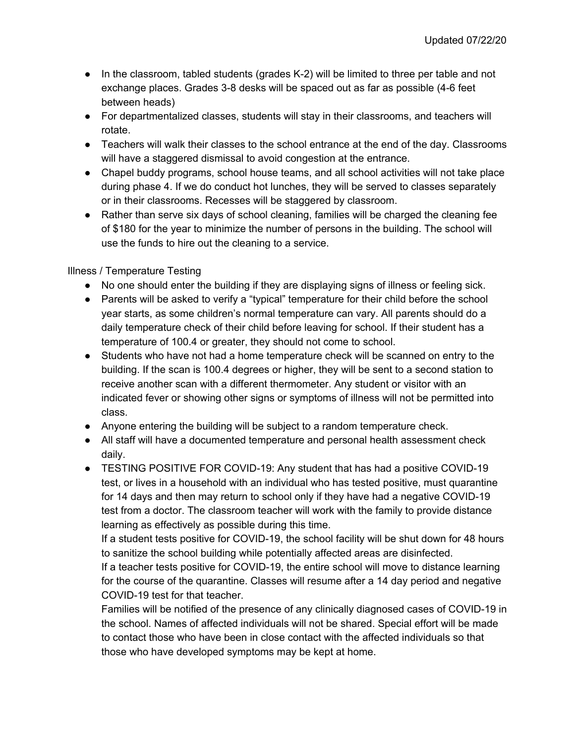- In the classroom, tabled students (grades K-2) will be limited to three per table and not exchange places. Grades 3-8 desks will be spaced out as far as possible (4-6 feet between heads)
- For departmentalized classes, students will stay in their classrooms, and teachers will rotate.
- Teachers will walk their classes to the school entrance at the end of the day. Classrooms will have a staggered dismissal to avoid congestion at the entrance.
- Chapel buddy programs, school house teams, and all school activities will not take place during phase 4. If we do conduct hot lunches, they will be served to classes separately or in their classrooms. Recesses will be staggered by classroom.
- Rather than serve six days of school cleaning, families will be charged the cleaning fee of $180 for the year to minimize the number of persons in the building. The school will use the funds to hire out the cleaning to a service.

Illness / Temperature Testing

- No one should enter the building if they are displaying signs of illness or feeling sick.
- Parents will be asked to verify a "typical" temperature for their child before the school year starts, as some children's normal temperature can vary. All parents should do a daily temperature check of their child before leaving for school. If their student has a temperature of 100.4 or greater, they should not come to school.
- Students who have not had a home temperature check will be scanned on entry to the building. If the scan is 100.4 degrees or higher, they will be sent to a second station to receive another scan with a different thermometer. Any student or visitor with an indicated fever or showing other signs or symptoms of illness will not be permitted into class.
- Anyone entering the building will be subject to a random temperature check.
- All staff will have a documented temperature and personal health assessment check daily.
- TESTING POSITIVE FOR COVID-19: Any student that has had a positive COVID-19 test, or lives in a household with an individual who has tested positive, must quarantine for 14 days and then may return to school only if they have had a negative COVID-19 test from a doctor. The classroom teacher will work with the family to provide distance learning as effectively as possible during this time.

  If a student tests positive for COVID-19, the school facility will be shut down for 48 hours to sanitize the school building while potentially affected areas are disinfected.

  If a teacher tests positive for COVID-19, the entire school will move to distance learning for the course of the quarantine. Classes will resume after a 14 day period and negative COVID-19 test for that teacher.

  Families will be notified of the presence of any clinically diagnosed cases of COVID-19 in the school. Names of affected individuals will not be shared. Special effort will be made to contact those who have been in close contact with the affected individuals so that those who have developed symptoms may be kept at home.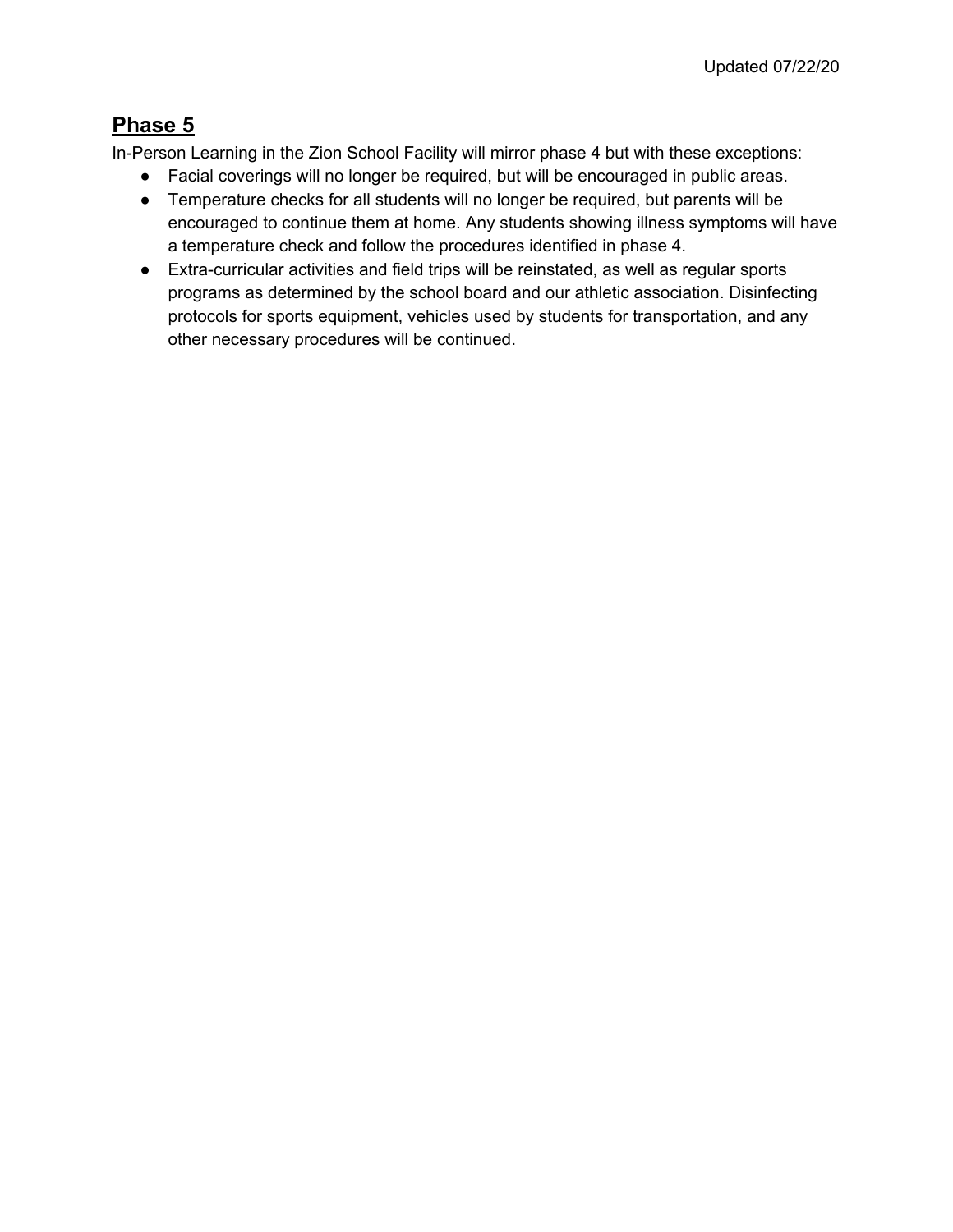## Phase 5

In-Person Learning in the Zion School Facility will mirror phase 4 but with these exceptions:

- Facial coverings will no longer be required, but will be encouraged in public areas.
- Temperature checks for all students will no longer be required, but parents will be encouraged to continue them at home. Any students showing illness symptoms will have a temperature check and follow the procedures identified in phase 4.
- Extra-curricular activities and field trips will be reinstated, as well as regular sports programs as determined by the school board and our athletic association. Disinfecting protocols for sports equipment, vehicles used by students for transportation, and any other necessary procedures will be continued.